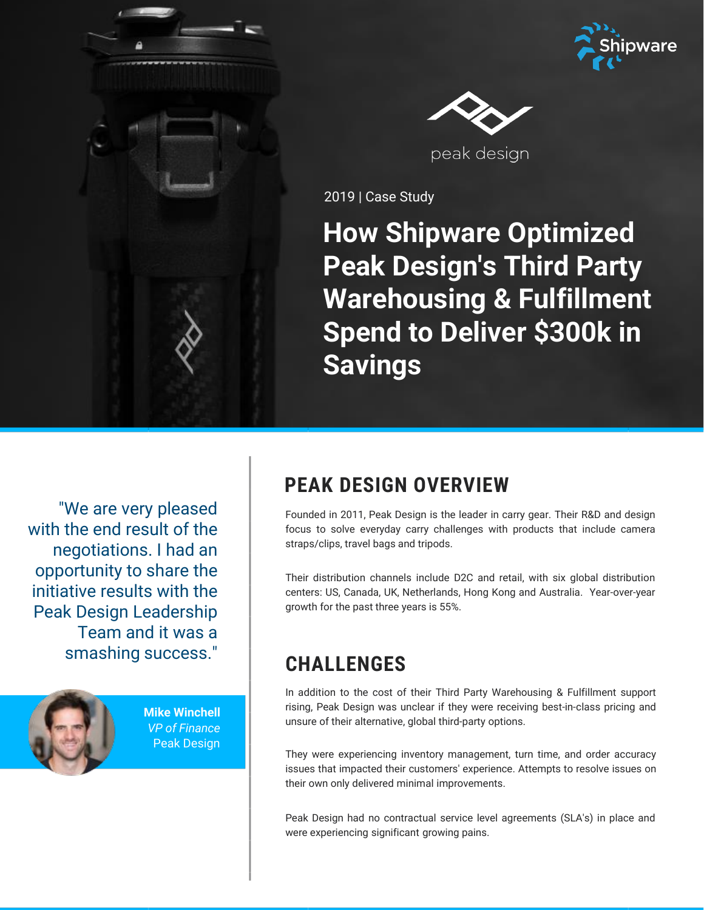Shipware

peak design

2019 | Case Study

# How Shipware Optimized Peak Design's Third Party Warehousing & Fulfillment Spend to Deliver $300k in Savings

"We are very pleased with the end result of the negotiations. I had an opportunity to share the initiative results with the Peak Design Leadership Team and it was a smashing success."

**Mike Winchell**
*VP of Finance*
Peak Design

## PEAK DESIGN OVERVIEW

Founded in 2011, Peak Design is the leader in carry gear. Their R&D and design focus to solve everyday carry challenges with products that include camera straps/clips, travel bags and tripods.

Their distribution channels include D2C and retail, with six global distribution centers: US, Canada, UK, Netherlands, Hong Kong and Australia. Year-over-year growth for the past three years is 55%.

## CHALLENGES

In addition to the cost of their Third Party Warehousing & Fulfillment support rising, Peak Design was unclear if they were receiving best-in-class pricing and unsure of their alternative, global third-party options.

They were experiencing inventory management, turn time, and order accuracy issues that impacted their customers' experience. Attempts to resolve issues on their own only delivered minimal improvements.

Peak Design had no contractual service level agreements (SLA's) in place and were experiencing significant growing pains.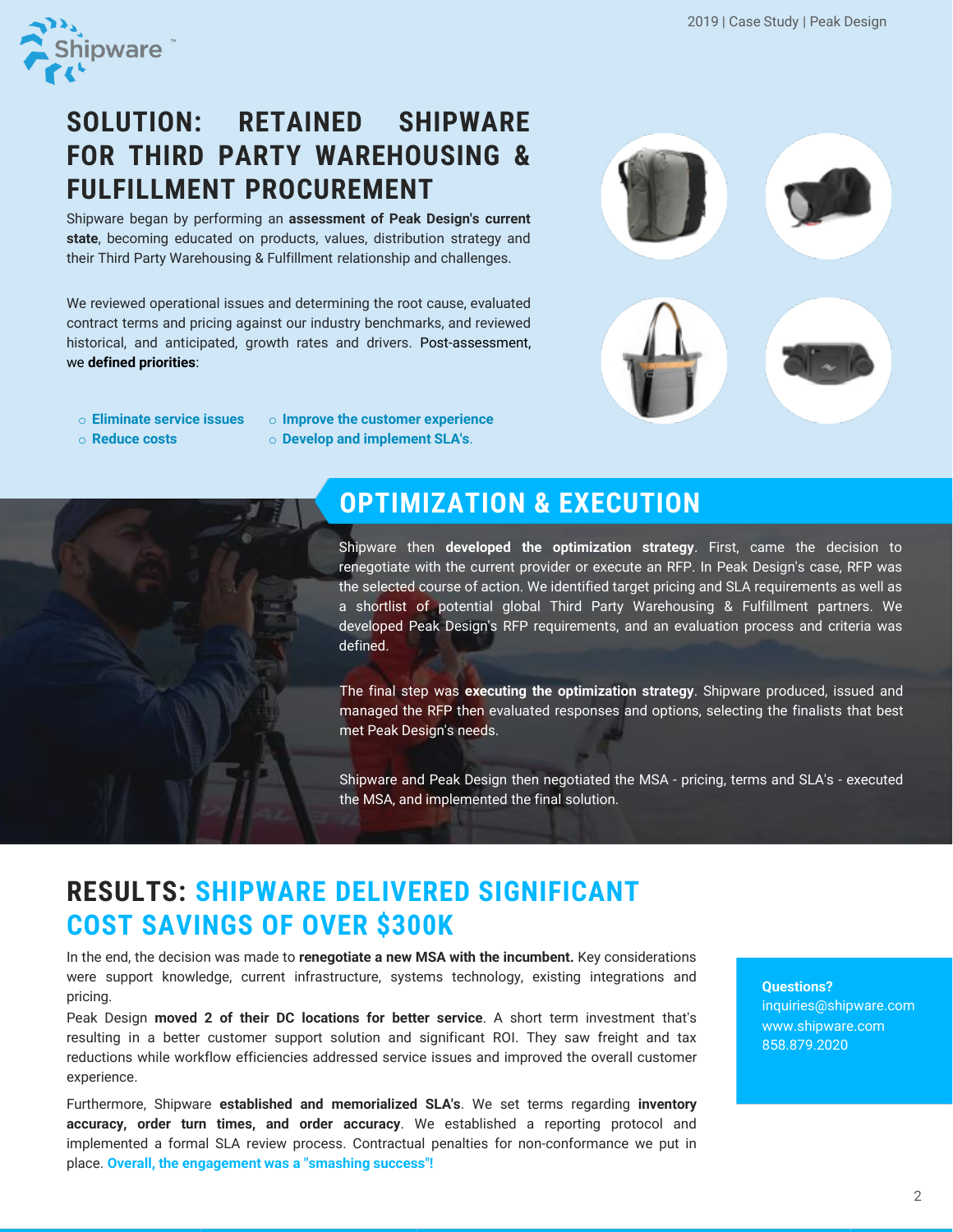## SOLUTION: RETAINED SHIPWARE FOR THIRD PARTY WAREHOUSING & FULFILLMENT PROCUREMENT

Shipware began by performing an **assessment of Peak Design's current state**, becoming educated on products, values, distribution strategy and their Third Party Warehousing & Fulfillment relationship and challenges.

We reviewed operational issues and determining the root cause, evaluated contract terms and pricing against our industry benchmarks, and reviewed historical, and anticipated, growth rates and drivers. Post-assessment, we **defined priorities**:

- **Eliminate service issues**
- **Reduce costs**
- **Improve the customer experience**
- **Develop and implement SLA's.**

## OPTIMIZATION & EXECUTION

Shipware then **developed the optimization strategy**. First, came the decision to renegotiate with the current provider or execute an RFP. In Peak Design's case, RFP was the selected course of action. We identified target pricing and SLA requirements as well as a shortlist of potential global Third Party Warehousing & Fulfillment partners. We developed Peak Design's RFP requirements, and an evaluation process and criteria was defined.

The final step was **executing the optimization strategy**. Shipware produced, issued and managed the RFP then evaluated responses and options, selecting the finalists that best met Peak Design's needs.

Shipware and Peak Design then negotiated the MSA - pricing, terms and SLA's - executed the MSA, and implemented the final solution.

## RESULTS: SHIPWARE DELIVERED SIGNIFICANT COST SAVINGS OF OVER $300K

In the end, the decision was made to **renegotiate a new MSA with the incumbent.** Key considerations were support knowledge, current infrastructure, systems technology, existing integrations and pricing.

Peak Design **moved 2 of their DC locations for better service**. A short term investment that's resulting in a better customer support solution and significant ROI. They saw freight and tax reductions while workflow efficiencies addressed service issues and improved the overall customer experience.

Furthermore, Shipware **established and memorialized SLA's**. We set terms regarding **inventory accuracy, order turn times, and order accuracy**. We established a reporting protocol and implemented a formal SLA review process. Contractual penalties for non-conformance we put in place. **Overall, the engagement was a "smashing success"!**

**Questions?**
inquiries@shipware.com
www.shipware.com
858.879.2020